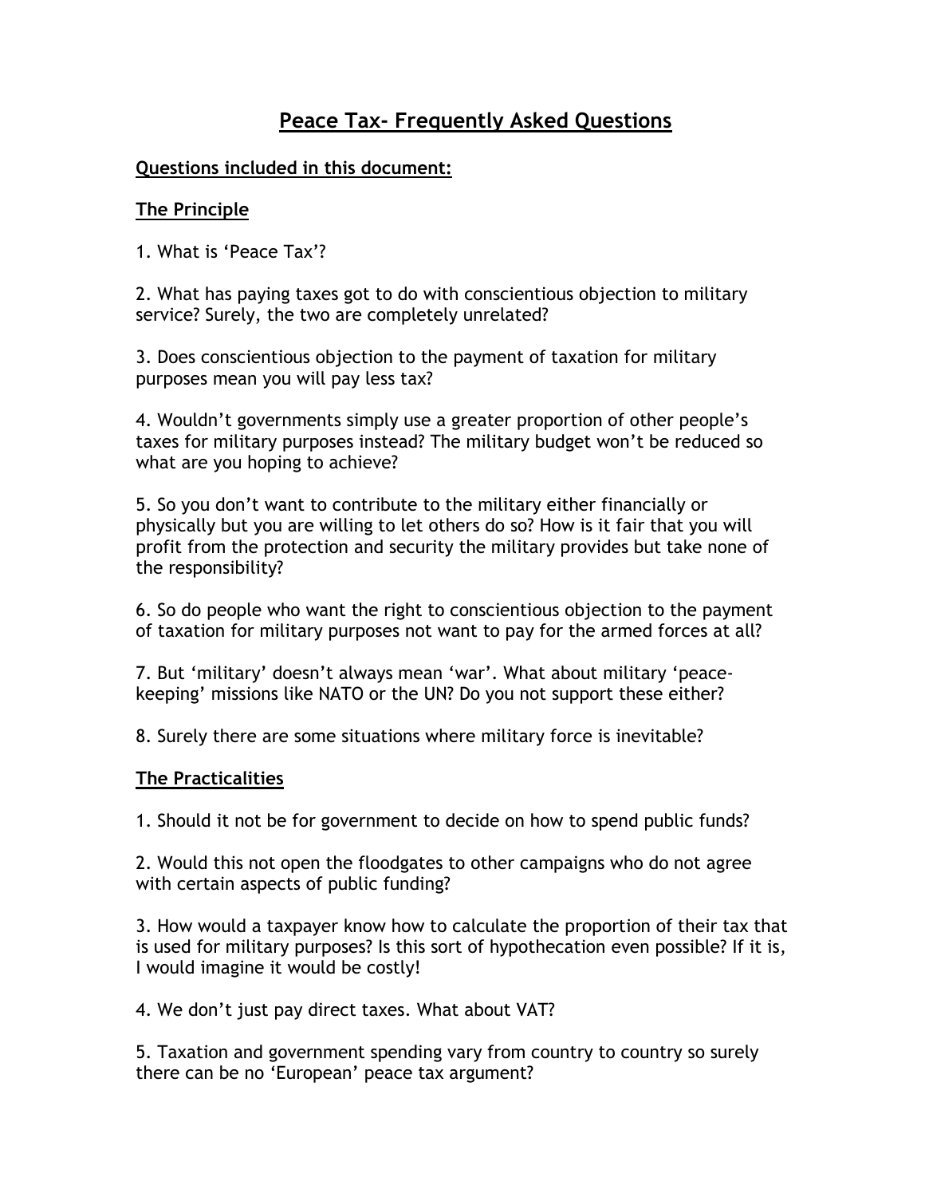# Peace Tax- Frequently Asked Questions

## Questions included in this document:

### The Principle

1. What is 'Peace Tax'?

2. What has paying taxes got to do with conscientious objection to military service? Surely, the two are completely unrelated?

3. Does conscientious objection to the payment of taxation for military purposes mean you will pay less tax?

4. Wouldn't governments simply use a greater proportion of other people's taxes for military purposes instead? The military budget won't be reduced so what are you hoping to achieve?

5. So you don't want to contribute to the military either financially or physically but you are willing to let others do so? How is it fair that you will profit from the protection and security the military provides but take none of the responsibility?

6. So do people who want the right to conscientious objection to the payment of taxation for military purposes not want to pay for the armed forces at all?

7. But 'military' doesn't always mean 'war'. What about military 'peace-keeping' missions like NATO or the UN? Do you not support these either?

8. Surely there are some situations where military force is inevitable?

### The Practicalities

1. Should it not be for government to decide on how to spend public funds?

2. Would this not open the floodgates to other campaigns who do not agree with certain aspects of public funding?

3. How would a taxpayer know how to calculate the proportion of their tax that is used for military purposes? Is this sort of hypothecation even possible? If it is, I would imagine it would be costly!

4. We don't just pay direct taxes. What about VAT?

5. Taxation and government spending vary from country to country so surely there can be no 'European' peace tax argument?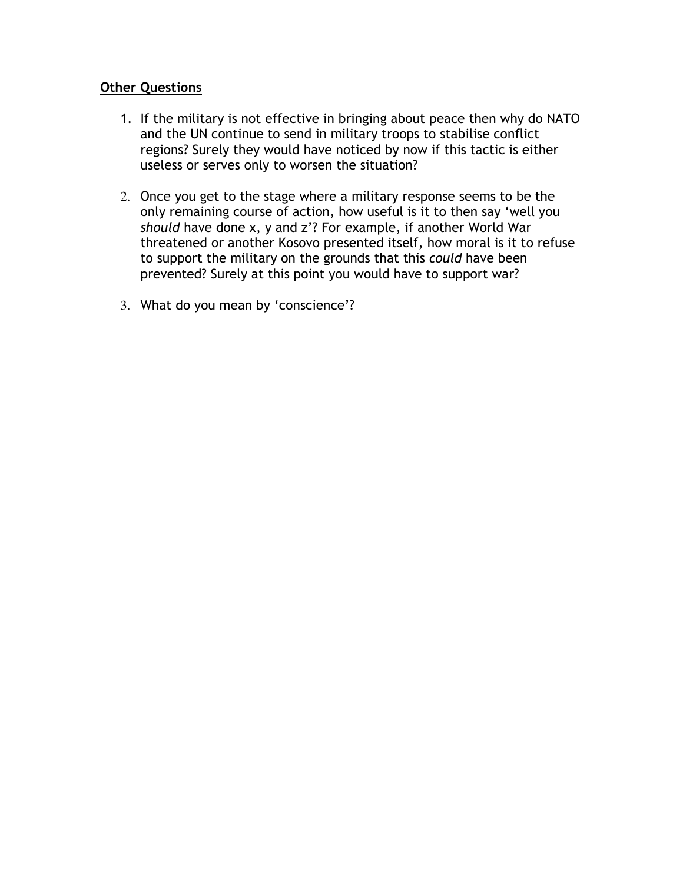**Other Questions**

1. If the military is not effective in bringing about peace then why do NATO and the UN continue to send in military troops to stabilise conflict regions? Surely they would have noticed by now if this tactic is either useless or serves only to worsen the situation?

2. Once you get to the stage where a military response seems to be the only remaining course of action, how useful is it to then say 'well you *should* have done x, y and z'? For example, if another World War threatened or another Kosovo presented itself, how moral is it to refuse to support the military on the grounds that this *could* have been prevented? Surely at this point you would have to support war?

3. What do you mean by 'conscience'?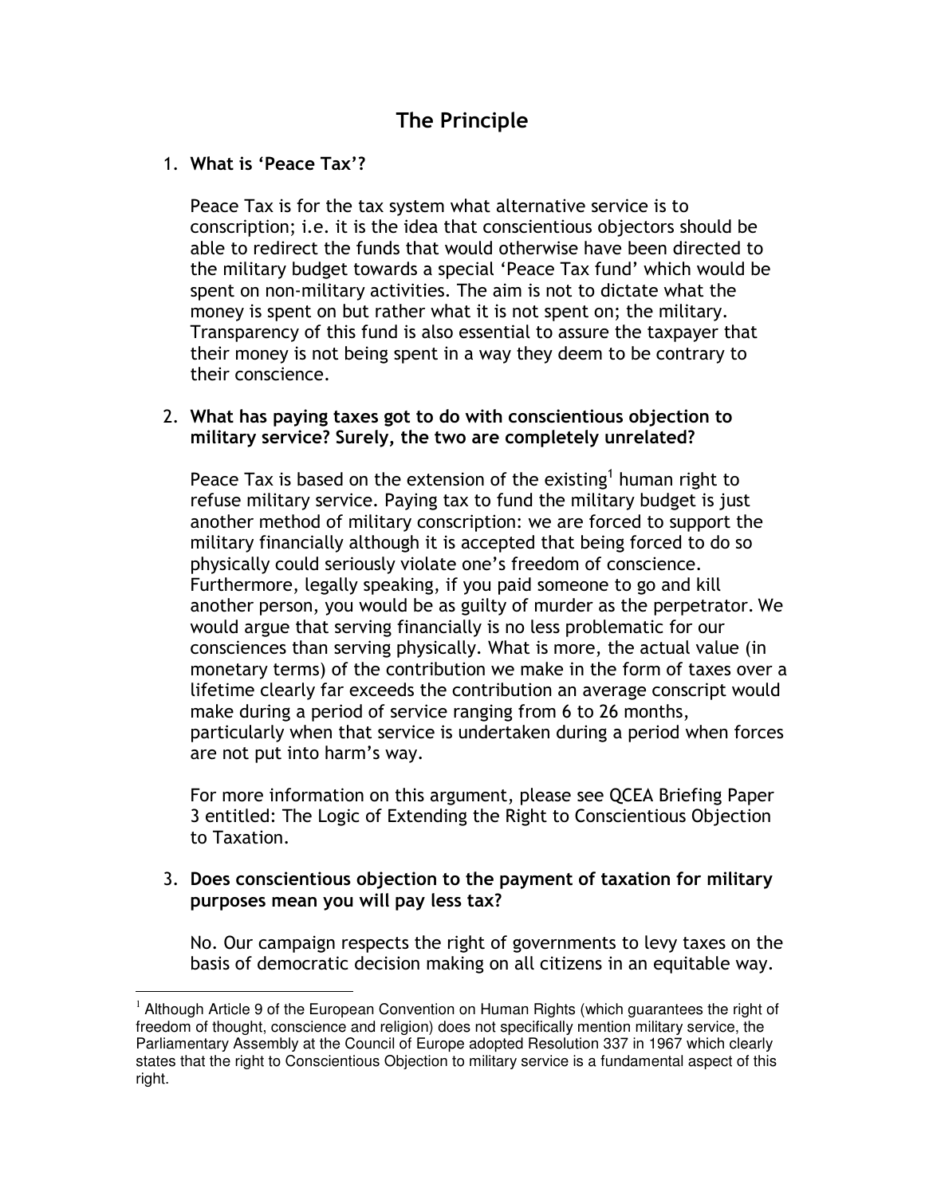## The Principle

1. **What is 'Peace Tax'?**

   Peace Tax is for the tax system what alternative service is to conscription; i.e. it is the idea that conscientious objectors should be able to redirect the funds that would otherwise have been directed to the military budget towards a special 'Peace Tax fund' which would be spent on non-military activities. The aim is not to dictate what the money is spent on but rather what it is not spent on; the military. Transparency of this fund is also essential to assure the taxpayer that their money is not being spent in a way they deem to be contrary to their conscience.

2. **What has paying taxes got to do with conscientious objection to military service? Surely, the two are completely unrelated?**

   Peace Tax is based on the extension of the existing[1] human right to refuse military service. Paying tax to fund the military budget is just another method of military conscription: we are forced to support the military financially although it is accepted that being forced to do so physically could seriously violate one's freedom of conscience. Furthermore, legally speaking, if you paid someone to go and kill another person, you would be as guilty of murder as the perpetrator. We would argue that serving financially is no less problematic for our consciences than serving physically. What is more, the actual value (in monetary terms) of the contribution we make in the form of taxes over a lifetime clearly far exceeds the contribution an average conscript would make during a period of service ranging from 6 to 26 months, particularly when that service is undertaken during a period when forces are not put into harm's way.

   For more information on this argument, please see QCEA Briefing Paper 3 entitled: The Logic of Extending the Right to Conscientious Objection to Taxation.

3. **Does conscientious objection to the payment of taxation for military purposes mean you will pay less tax?**

   No. Our campaign respects the right of governments to levy taxes on the basis of democratic decision making on all citizens in an equitable way.

---

[1] Although Article 9 of the European Convention on Human Rights (which guarantees the right of freedom of thought, conscience and religion) does not specifically mention military service, the Parliamentary Assembly at the Council of Europe adopted Resolution 337 in 1967 which clearly states that the right to Conscientious Objection to military service is a fundamental aspect of this right.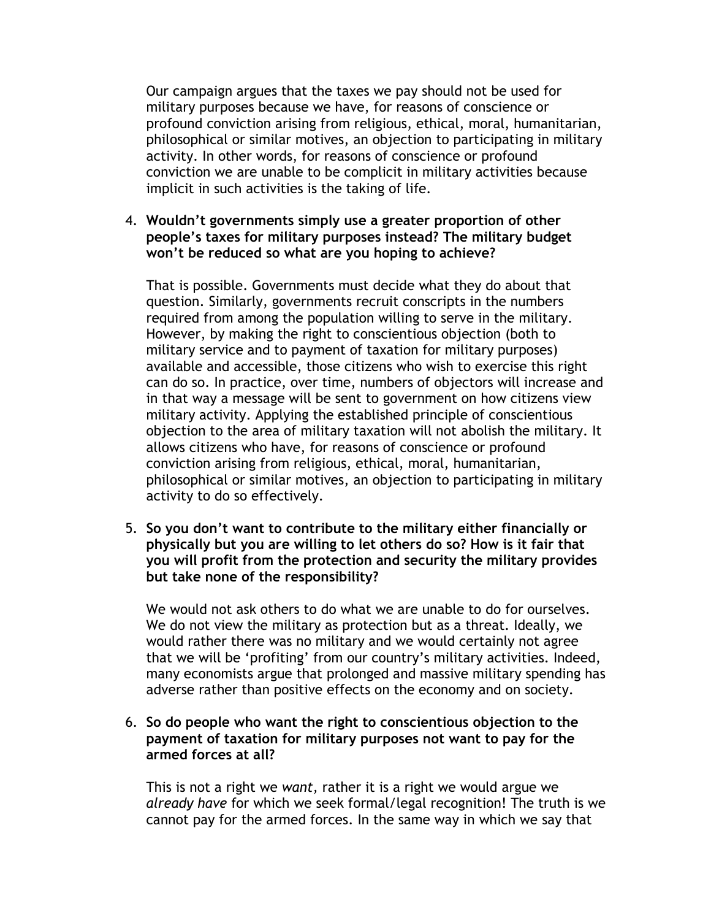Our campaign argues that the taxes we pay should not be used for military purposes because we have, for reasons of conscience or profound conviction arising from religious, ethical, moral, humanitarian, philosophical or similar motives, an objection to participating in military activity. In other words, for reasons of conscience or profound conviction we are unable to be complicit in military activities because implicit in such activities is the taking of life.

4. **Wouldn't governments simply use a greater proportion of other people's taxes for military purposes instead? The military budget won't be reduced so what are you hoping to achieve?**

   That is possible. Governments must decide what they do about that question. Similarly, governments recruit conscripts in the numbers required from among the population willing to serve in the military. However, by making the right to conscientious objection (both to military service and to payment of taxation for military purposes) available and accessible, those citizens who wish to exercise this right can do so. In practice, over time, numbers of objectors will increase and in that way a message will be sent to government on how citizens view military activity. Applying the established principle of conscientious objection to the area of military taxation will not abolish the military. It allows citizens who have, for reasons of conscience or profound conviction arising from religious, ethical, moral, humanitarian, philosophical or similar motives, an objection to participating in military activity to do so effectively.

5. **So you don't want to contribute to the military either financially or physically but you are willing to let others do so? How is it fair that you will profit from the protection and security the military provides but take none of the responsibility?**

   We would not ask others to do what we are unable to do for ourselves. We do not view the military as protection but as a threat. Ideally, we would rather there was no military and we would certainly not agree that we will be 'profiting' from our country's military activities. Indeed, many economists argue that prolonged and massive military spending has adverse rather than positive effects on the economy and on society.

6. **So do people who want the right to conscientious objection to the payment of taxation for military purposes not want to pay for the armed forces at all?**

   This is not a right we *want*, rather it is a right we would argue we *already have* for which we seek formal/legal recognition! The truth is we cannot pay for the armed forces. In the same way in which we say that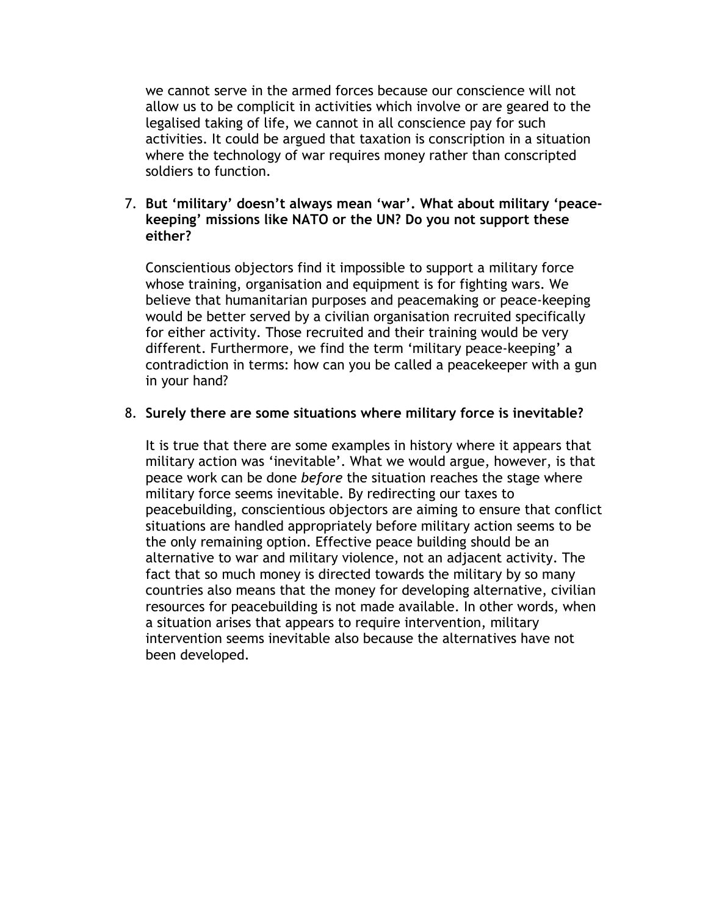we cannot serve in the armed forces because our conscience will not allow us to be complicit in activities which involve or are geared to the legalised taking of life, we cannot in all conscience pay for such activities. It could be argued that taxation is conscription in a situation where the technology of war requires money rather than conscripted soldiers to function.

7. **But 'military' doesn't always mean 'war'. What about military 'peace-keeping' missions like NATO or the UN? Do you not support these either?**

   Conscientious objectors find it impossible to support a military force whose training, organisation and equipment is for fighting wars. We believe that humanitarian purposes and peacemaking or peace-keeping would be better served by a civilian organisation recruited specifically for either activity. Those recruited and their training would be very different. Furthermore, we find the term 'military peace-keeping' a contradiction in terms: how can you be called a peacekeeper with a gun in your hand?

8. **Surely there are some situations where military force is inevitable?**

   It is true that there are some examples in history where it appears that military action was 'inevitable'. What we would argue, however, is that peace work can be done *before* the situation reaches the stage where military force seems inevitable. By redirecting our taxes to peacebuilding, conscientious objectors are aiming to ensure that conflict situations are handled appropriately before military action seems to be the only remaining option. Effective peace building should be an alternative to war and military violence, not an adjacent activity. The fact that so much money is directed towards the military by so many countries also means that the money for developing alternative, civilian resources for peacebuilding is not made available. In other words, when a situation arises that appears to require intervention, military intervention seems inevitable also because the alternatives have not been developed.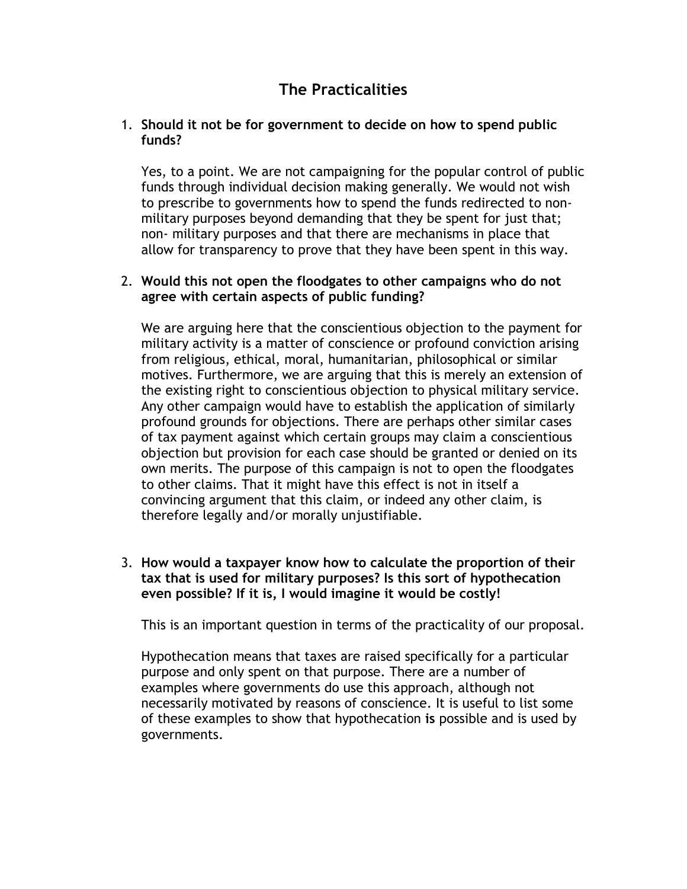## The Practicalities

1. **Should it not be for government to decide on how to spend public funds?**

   Yes, to a point. We are not campaigning for the popular control of public funds through individual decision making generally. We would not wish to prescribe to governments how to spend the funds redirected to non-military purposes beyond demanding that they be spent for just that; non- military purposes and that there are mechanisms in place that allow for transparency to prove that they have been spent in this way.

2. **Would this not open the floodgates to other campaigns who do not agree with certain aspects of public funding?**

   We are arguing here that the conscientious objection to the payment for military activity is a matter of conscience or profound conviction arising from religious, ethical, moral, humanitarian, philosophical or similar motives. Furthermore, we are arguing that this is merely an extension of the existing right to conscientious objection to physical military service. Any other campaign would have to establish the application of similarly profound grounds for objections. There are perhaps other similar cases of tax payment against which certain groups may claim a conscientious objection but provision for each case should be granted or denied on its own merits. The purpose of this campaign is not to open the floodgates to other claims. That it might have this effect is not in itself a convincing argument that this claim, or indeed any other claim, is therefore legally and/or morally unjustifiable.

3. **How would a taxpayer know how to calculate the proportion of their tax that is used for military purposes? Is this sort of hypothecation even possible? If it is, I would imagine it would be costly!**

   This is an important question in terms of the practicality of our proposal.

   Hypothecation means that taxes are raised specifically for a particular purpose and only spent on that purpose. There are a number of examples where governments do use this approach, although not necessarily motivated by reasons of conscience. It is useful to list some of these examples to show that hypothecation **is** possible and is used by governments.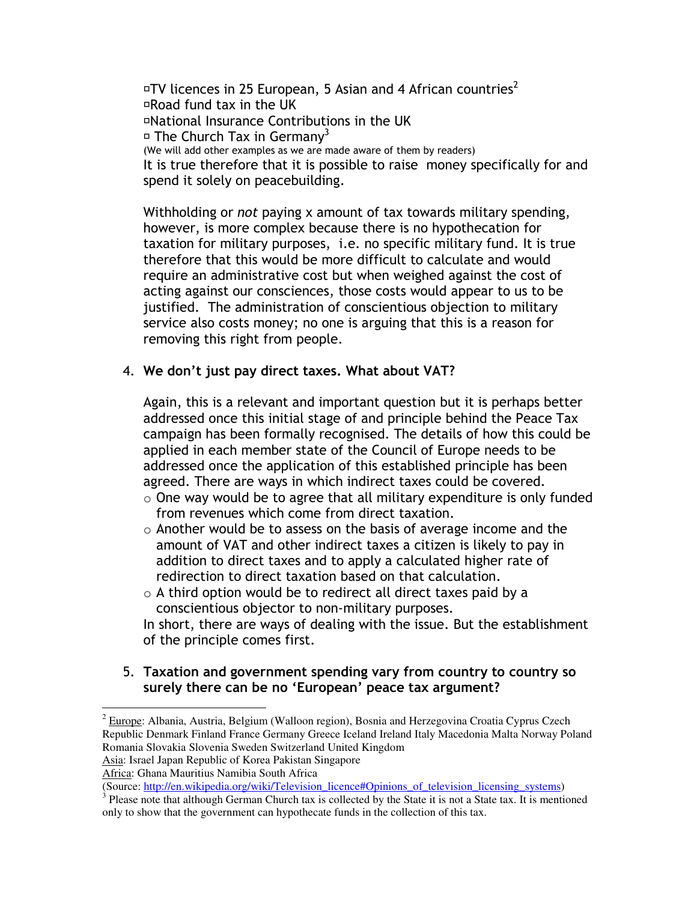- TV licences in 25 European, 5 Asian and 4 African countries[2]
- Road fund tax in the UK
- National Insurance Contributions in the UK
- The Church Tax in Germany[3]

(We will add other examples as we are made aware of them by readers)

It is true therefore that it is possible to raise money specifically for and spend it solely on peacebuilding.

Withholding or *not* paying x amount of tax towards military spending, however, is more complex because there is no hypothecation for taxation for military purposes, i.e. no specific military fund. It is true therefore that this would be more difficult to calculate and would require an administrative cost but when weighed against the cost of acting against our consciences, those costs would appear to us to be justified. The administration of conscientious objection to military service also costs money; no one is arguing that this is a reason for removing this right from people.

4. **We don't just pay direct taxes. What about VAT?**

   Again, this is a relevant and important question but it is perhaps better addressed once this initial stage of and principle behind the Peace Tax campaign has been formally recognised. The details of how this could be applied in each member state of the Council of Europe needs to be addressed once the application of this established principle has been agreed. There are ways in which indirect taxes could be covered.

   - One way would be to agree that all military expenditure is only funded from revenues which come from direct taxation.
   - Another would be to assess on the basis of average income and the amount of VAT and other indirect taxes a citizen is likely to pay in addition to direct taxes and to apply a calculated higher rate of redirection to direct taxation based on that calculation.
   - A third option would be to redirect all direct taxes paid by a conscientious objector to non-military purposes.

   In short, there are ways of dealing with the issue. But the establishment of the principle comes first.

5. **Taxation and government spending vary from country to country so surely there can be no 'European' peace tax argument?**

---

[2] Europe: Albania, Austria, Belgium (Walloon region), Bosnia and Herzegovina Croatia Cyprus Czech Republic Denmark Finland France Germany Greece Iceland Ireland Italy Macedonia Malta Norway Poland Romania Slovakia Slovenia Sweden Switzerland United Kingdom
Asia: Israel Japan Republic of Korea Pakistan Singapore
Africa: Ghana Mauritius Namibia South Africa
(Source: http://en.wikipedia.org/wiki/Television_licence#Opinions_of_television_licensing_systems)

[3] Please note that although German Church tax is collected by the State it is not a State tax. It is mentioned only to show that the government can hypothecate funds in the collection of this tax.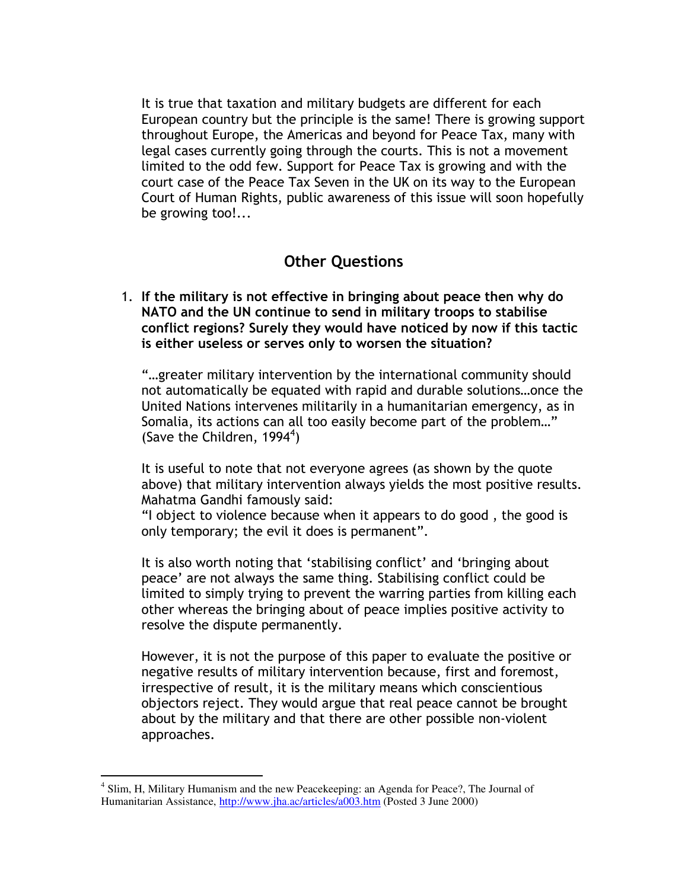It is true that taxation and military budgets are different for each European country but the principle is the same! There is growing support throughout Europe, the Americas and beyond for Peace Tax, many with legal cases currently going through the courts. This is not a movement limited to the odd few. Support for Peace Tax is growing and with the court case of the Peace Tax Seven in the UK on its way to the European Court of Human Rights, public awareness of this issue will soon hopefully be growing too!...

## Other Questions

1. **If the military is not effective in bringing about peace then why do NATO and the UN continue to send in military troops to stabilise conflict regions? Surely they would have noticed by now if this tactic is either useless or serves only to worsen the situation?**

   "…greater military intervention by the international community should not automatically be equated with rapid and durable solutions…once the United Nations intervenes militarily in a humanitarian emergency, as in Somalia, its actions can all too easily become part of the problem…" (Save the Children, 1994[4])

   It is useful to note that not everyone agrees (as shown by the quote above) that military intervention always yields the most positive results. Mahatma Gandhi famously said:
   "I object to violence because when it appears to do good , the good is only temporary; the evil it does is permanent".

   It is also worth noting that 'stabilising conflict' and 'bringing about peace' are not always the same thing. Stabilising conflict could be limited to simply trying to prevent the warring parties from killing each other whereas the bringing about of peace implies positive activity to resolve the dispute permanently.

   However, it is not the purpose of this paper to evaluate the positive or negative results of military intervention because, first and foremost, irrespective of result, it is the military means which conscientious objectors reject. They would argue that real peace cannot be brought about by the military and that there are other possible non-violent approaches.

---

[4] Slim, H, Military Humanism and the new Peacekeeping: an Agenda for Peace?, The Journal of Humanitarian Assistance, http://www.jha.ac/articles/a003.htm (Posted 3 June 2000)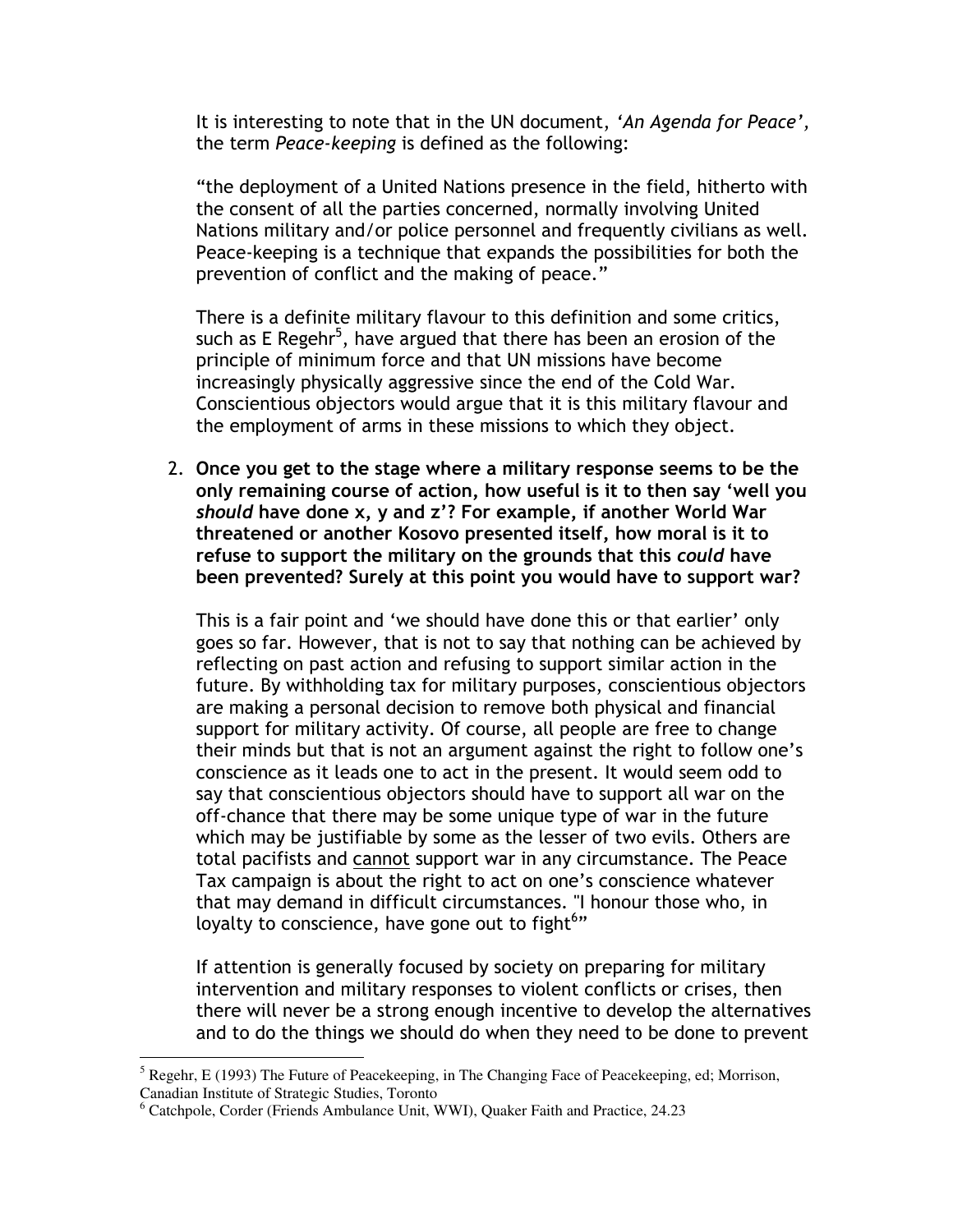It is interesting to note that in the UN document, *'An Agenda for Peace'*, the term *Peace-keeping* is defined as the following:

"the deployment of a United Nations presence in the field, hitherto with the consent of all the parties concerned, normally involving United Nations military and/or police personnel and frequently civilians as well. Peace-keeping is a technique that expands the possibilities for both the prevention of conflict and the making of peace."

There is a definite military flavour to this definition and some critics, such as E Regehr[5], have argued that there has been an erosion of the principle of minimum force and that UN missions have become increasingly physically aggressive since the end of the Cold War. Conscientious objectors would argue that it is this military flavour and the employment of arms in these missions to which they object.

2. **Once you get to the stage where a military response seems to be the only remaining course of action, how useful is it to then say 'well you *should* have done x, y and z'? For example, if another World War threatened or another Kosovo presented itself, how moral is it to refuse to support the military on the grounds that this *could* have been prevented? Surely at this point you would have to support war?**

   This is a fair point and 'we should have done this or that earlier' only goes so far. However, that is not to say that nothing can be achieved by reflecting on past action and refusing to support similar action in the future. By withholding tax for military purposes, conscientious objectors are making a personal decision to remove both physical and financial support for military activity. Of course, all people are free to change their minds but that is not an argument against the right to follow one's conscience as it leads one to act in the present. It would seem odd to say that conscientious objectors should have to support all war on the off-chance that there may be some unique type of war in the future which may be justifiable by some as the lesser of two evils. Others are total pacifists and <u>cannot</u> support war in any circumstance. The Peace Tax campaign is about the right to act on one's conscience whatever that may demand in difficult circumstances. "I honour those who, in loyalty to conscience, have gone out to fight[6]"

   If attention is generally focused by society on preparing for military intervention and military responses to violent conflicts or crises, then there will never be a strong enough incentive to develop the alternatives and to do the things we should do when they need to be done to prevent

---

[5] Regehr, E (1993) The Future of Peacekeeping, in The Changing Face of Peacekeeping, ed; Morrison, Canadian Institute of Strategic Studies, Toronto

[6] Catchpole, Corder (Friends Ambulance Unit, WWI), Quaker Faith and Practice, 24.23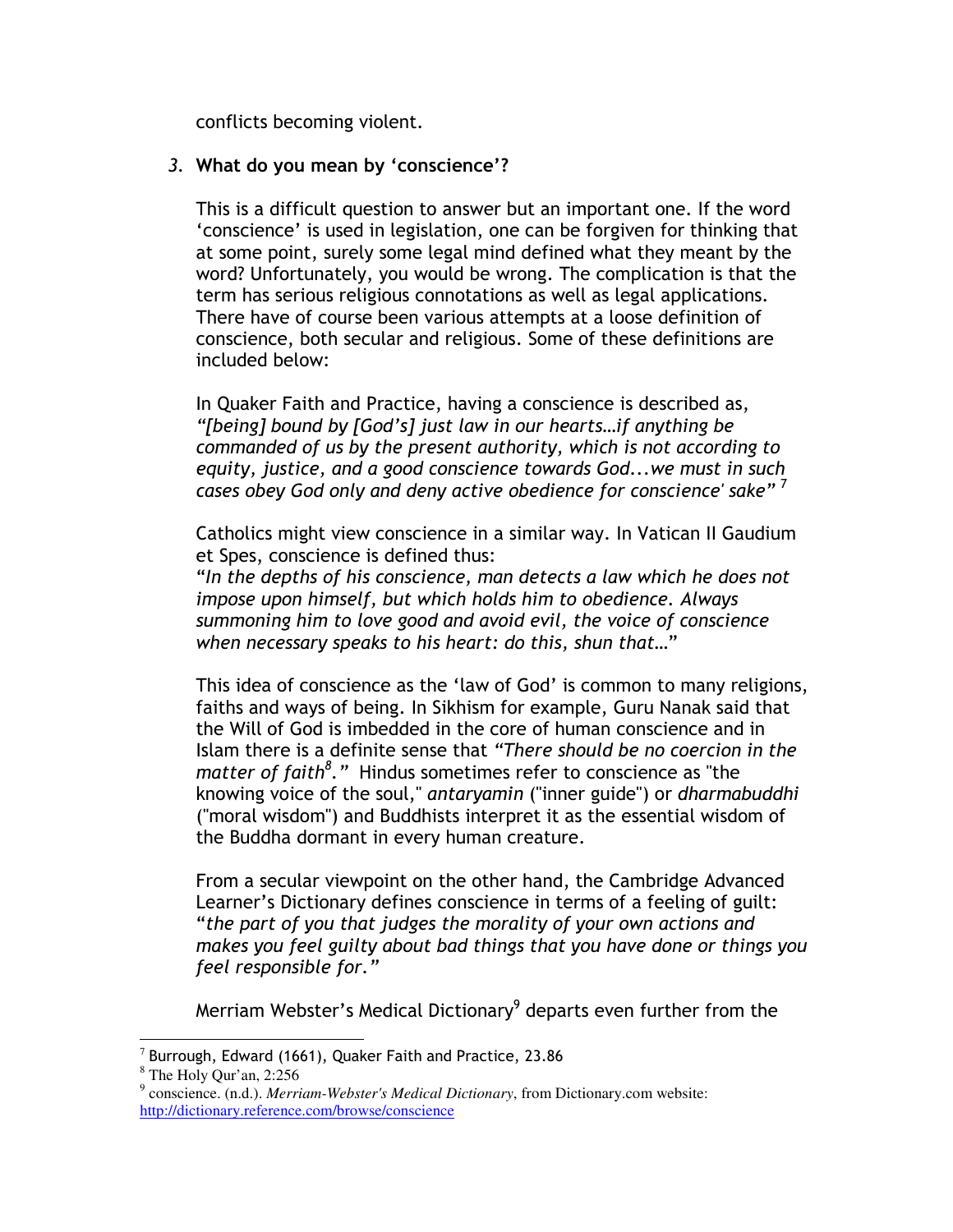conflicts becoming violent.

3. **What do you mean by 'conscience'?**

This is a difficult question to answer but an important one. If the word 'conscience' is used in legislation, one can be forgiven for thinking that at some point, surely some legal mind defined what they meant by the word? Unfortunately, you would be wrong. The complication is that the term has serious religious connotations as well as legal applications. There have of course been various attempts at a loose definition of conscience, both secular and religious. Some of these definitions are included below:

In Quaker Faith and Practice, having a conscience is described as, *"[being] bound by [God's] just law in our hearts…if anything be commanded of us by the present authority, which is not according to equity, justice, and a good conscience towards God...we must in such cases obey God only and deny active obedience for conscience' sake"* [7]

Catholics might view conscience in a similar way. In Vatican II Gaudium et Spes, conscience is defined thus:
"*In the depths of his conscience, man detects a law which he does not impose upon himself, but which holds him to obedience. Always summoning him to love good and avoid evil, the voice of conscience when necessary speaks to his heart: do this, shun that…*"

This idea of conscience as the 'law of God' is common to many religions, faiths and ways of being. In Sikhism for example, Guru Nanak said that the Will of God is imbedded in the core of human conscience and in Islam there is a definite sense that *"There should be no coercion in the matter of faith[8]."* Hindus sometimes refer to conscience as "the knowing voice of the soul," *antaryamin* ("inner guide") or *dharmabuddhi* ("moral wisdom") and Buddhists interpret it as the essential wisdom of the Buddha dormant in every human creature.

From a secular viewpoint on the other hand, the Cambridge Advanced Learner's Dictionary defines conscience in terms of a feeling of guilt: "*the part of you that judges the morality of your own actions and makes you feel guilty about bad things that you have done or things you feel responsible for."*

Merriam Webster's Medical Dictionary[9] departs even further from the

---

[7] Burrough, Edward (1661), Quaker Faith and Practice, 23.86

[8] The Holy Qur'an, 2:256

[9] conscience. (n.d.). *Merriam-Webster's Medical Dictionary*, from Dictionary.com website: http://dictionary.reference.com/browse/conscience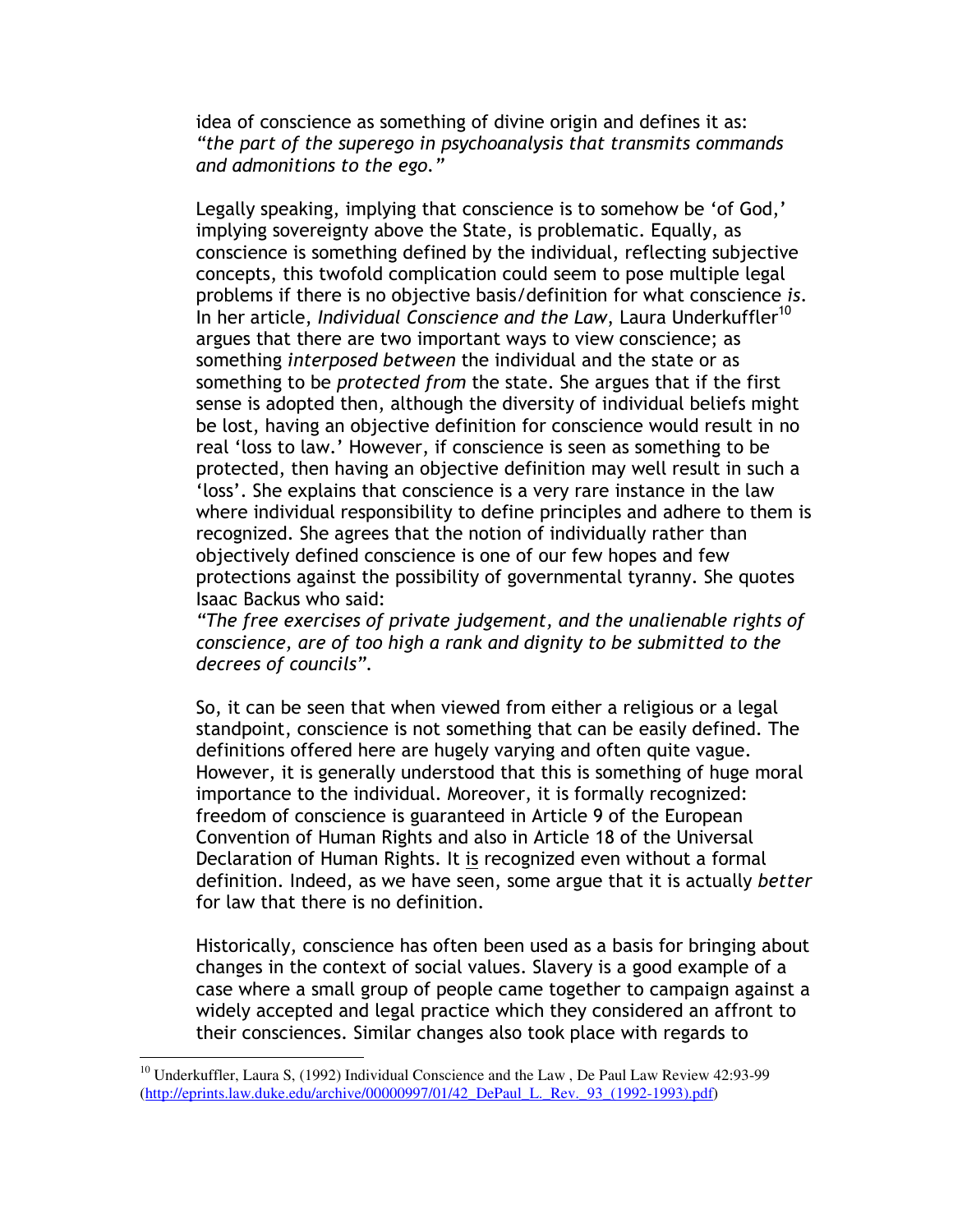idea of conscience as something of divine origin and defines it as: *"the part of the superego in psychoanalysis that transmits commands and admonitions to the ego."*

Legally speaking, implying that conscience is to somehow be 'of God,' implying sovereignty above the State, is problematic. Equally, as conscience is something defined by the individual, reflecting subjective concepts, this twofold complication could seem to pose multiple legal problems if there is no objective basis/definition for what conscience *is*. In her article, *Individual Conscience and the Law*, Laura Underkuffler[10] argues that there are two important ways to view conscience; as something *interposed between* the individual and the state or as something to be *protected from* the state. She argues that if the first sense is adopted then, although the diversity of individual beliefs might be lost, having an objective definition for conscience would result in no real 'loss to law.' However, if conscience is seen as something to be protected, then having an objective definition may well result in such a 'loss'. She explains that conscience is a very rare instance in the law where individual responsibility to define principles and adhere to them is recognized. She agrees that the notion of individually rather than objectively defined conscience is one of our few hopes and few protections against the possibility of governmental tyranny. She quotes Isaac Backus who said:
*"The free exercises of private judgement, and the unalienable rights of conscience, are of too high a rank and dignity to be submitted to the decrees of councils".*

So, it can be seen that when viewed from either a religious or a legal standpoint, conscience is not something that can be easily defined. The definitions offered here are hugely varying and often quite vague. However, it is generally understood that this is something of huge moral importance to the individual. Moreover, it is formally recognized: freedom of conscience is guaranteed in Article 9 of the European Convention of Human Rights and also in Article 18 of the Universal Declaration of Human Rights. It is recognized even without a formal definition. Indeed, as we have seen, some argue that it is actually *better* for law that there is no definition.

Historically, conscience has often been used as a basis for bringing about changes in the context of social values. Slavery is a good example of a case where a small group of people came together to campaign against a widely accepted and legal practice which they considered an affront to their consciences. Similar changes also took place with regards to

---

[10] Underkuffler, Laura S, (1992) Individual Conscience and the Law , De Paul Law Review 42:93-99 (http://eprints.law.duke.edu/archive/00000997/01/42_DePaul_L._Rev._93_(1992-1993).pdf)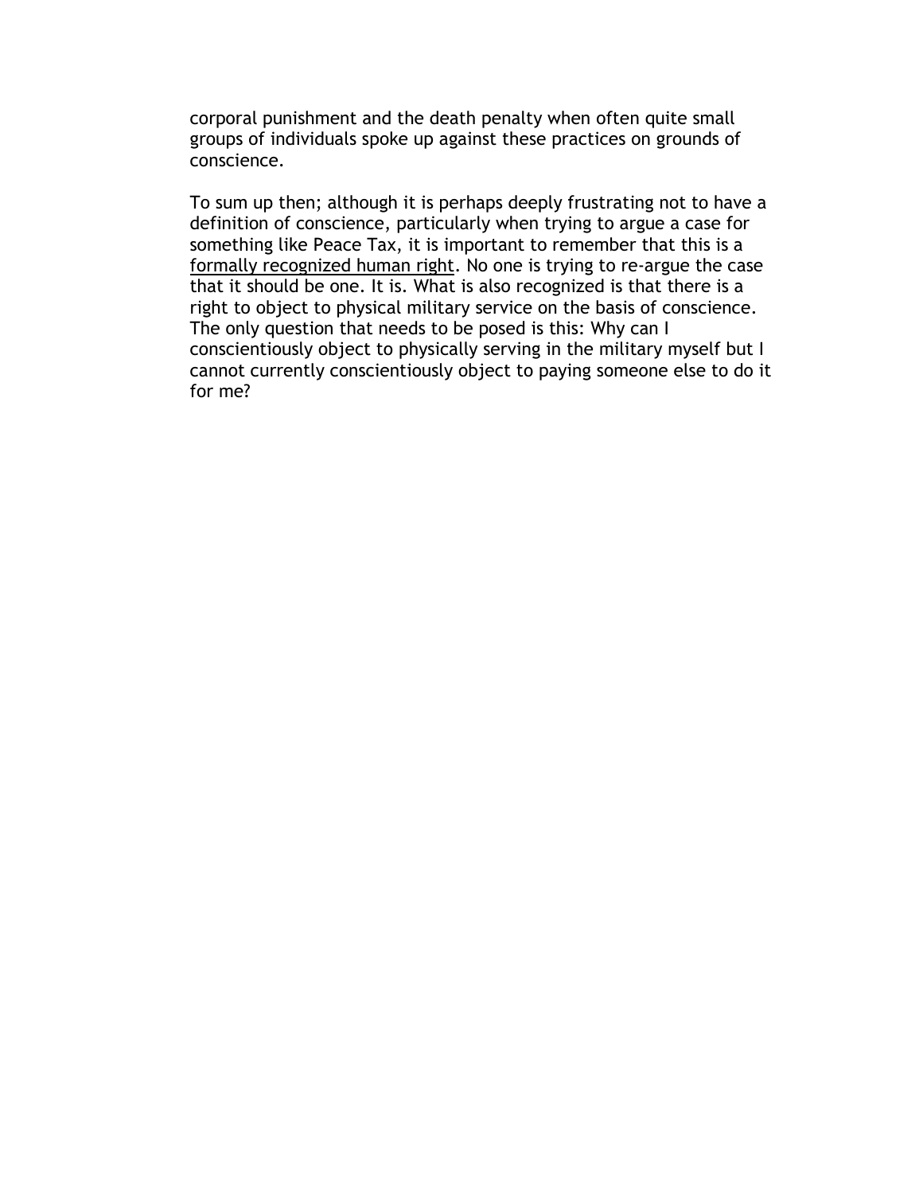corporal punishment and the death penalty when often quite small groups of individuals spoke up against these practices on grounds of conscience.

To sum up then; although it is perhaps deeply frustrating not to have a definition of conscience, particularly when trying to argue a case for something like Peace Tax, it is important to remember that this is a <u>formally recognized human right</u>. No one is trying to re-argue the case that it should be one. It is. What is also recognized is that there is a right to object to physical military service on the basis of conscience. The only question that needs to be posed is this: Why can I conscientiously object to physically serving in the military myself but I cannot currently conscientiously object to paying someone else to do it for me?